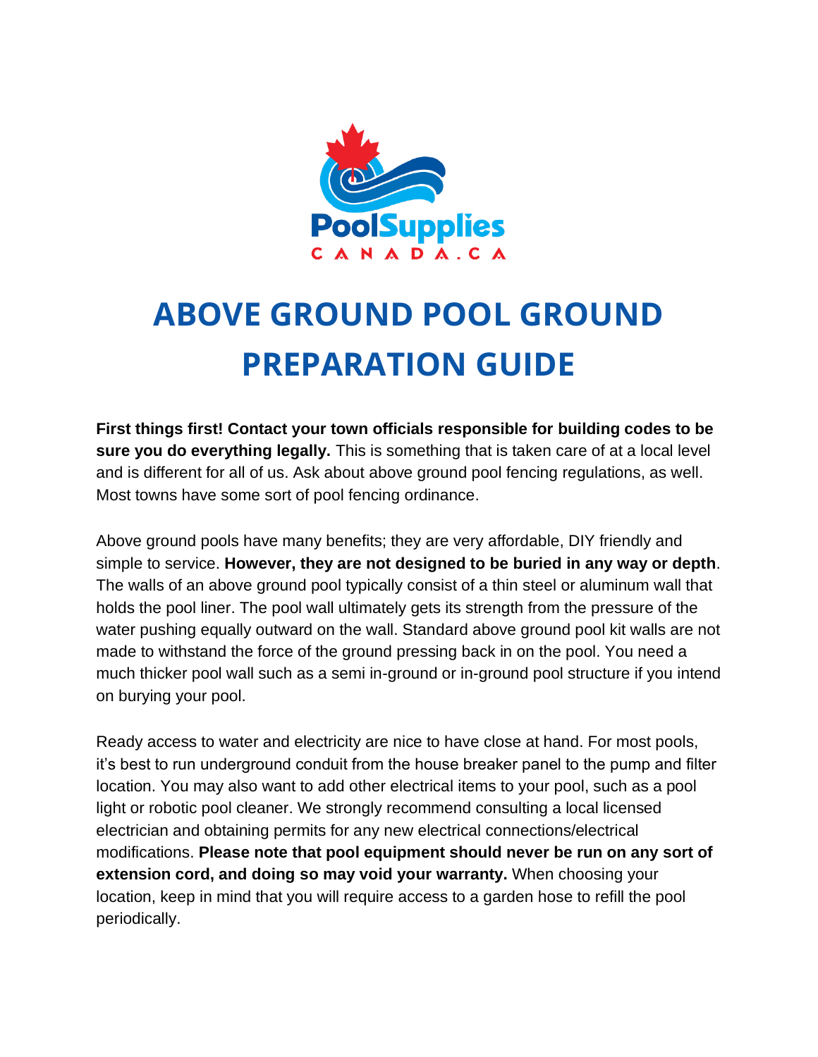# ABOVE GROUND POOL GROUND PREPARATION GUIDE

**First things first! Contact your town officials responsible for building codes to be sure you do everything legally.** This is something that is taken care of at a local level and is different for all of us. Ask about above ground pool fencing regulations, as well. Most towns have some sort of pool fencing ordinance.

Above ground pools have many benefits; they are very affordable, DIY friendly and simple to service. **However, they are not designed to be buried in any way or depth**. The walls of an above ground pool typically consist of a thin steel or aluminum wall that holds the pool liner. The pool wall ultimately gets its strength from the pressure of the water pushing equally outward on the wall. Standard above ground pool kit walls are not made to withstand the force of the ground pressing back in on the pool. You need a much thicker pool wall such as a semi in-ground or in-ground pool structure if you intend on burying your pool.

Ready access to water and electricity are nice to have close at hand. For most pools, it's best to run underground conduit from the house breaker panel to the pump and filter location. You may also want to add other electrical items to your pool, such as a pool light or robotic pool cleaner. We strongly recommend consulting a local licensed electrician and obtaining permits for any new electrical connections/electrical modifications. **Please note that pool equipment should never be run on any sort of extension cord, and doing so may void your warranty.** When choosing your location, keep in mind that you will require access to a garden hose to refill the pool periodically.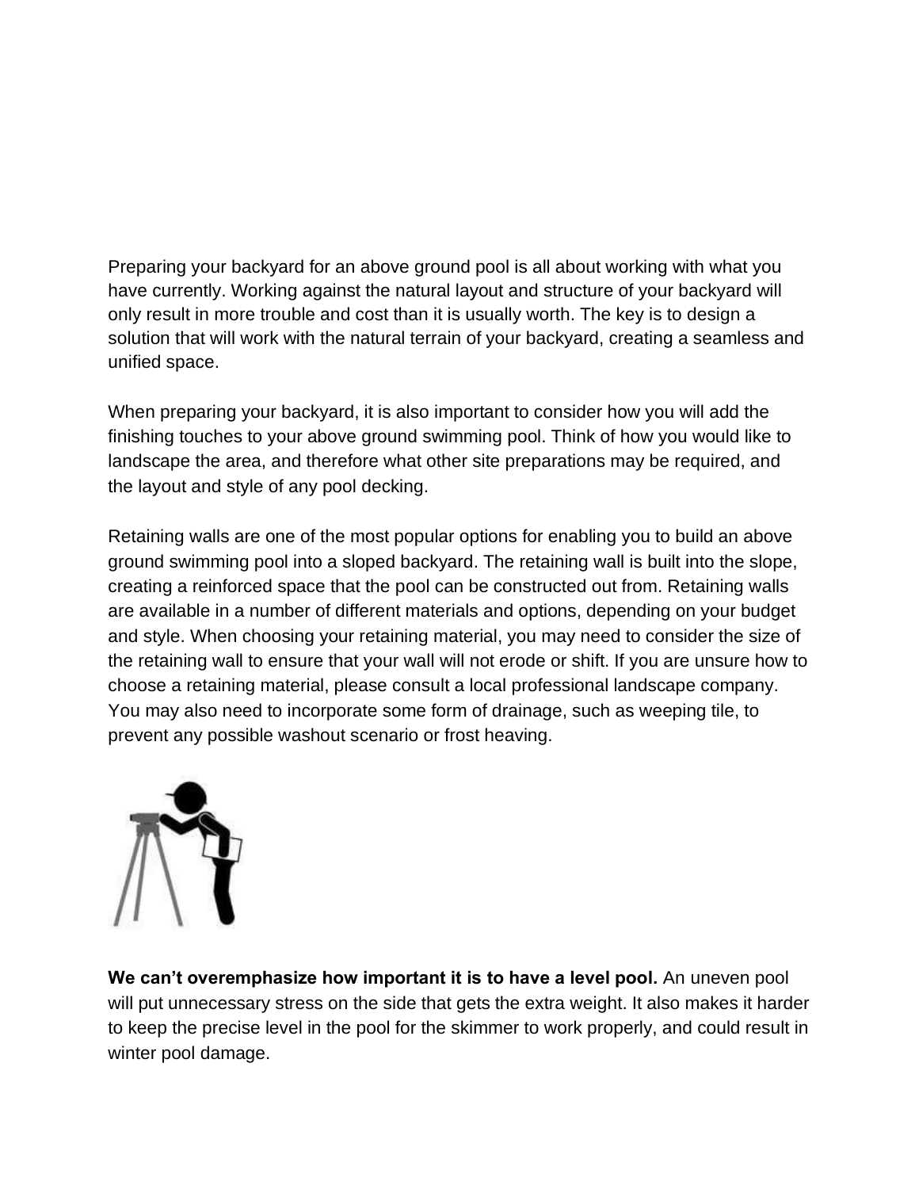Preparing your backyard for an above ground pool is all about working with what you have currently. Working against the natural layout and structure of your backyard will only result in more trouble and cost than it is usually worth. The key is to design a solution that will work with the natural terrain of your backyard, creating a seamless and unified space.

When preparing your backyard, it is also important to consider how you will add the finishing touches to your above ground swimming pool. Think of how you would like to landscape the area, and therefore what other site preparations may be required, and the layout and style of any pool decking.

Retaining walls are one of the most popular options for enabling you to build an above ground swimming pool into a sloped backyard. The retaining wall is built into the slope, creating a reinforced space that the pool can be constructed out from. Retaining walls are available in a number of different materials and options, depending on your budget and style. When choosing your retaining material, you may need to consider the size of the retaining wall to ensure that your wall will not erode or shift. If you are unsure how to choose a retaining material, please consult a local professional landscape company. You may also need to incorporate some form of drainage, such as weeping tile, to prevent any possible washout scenario or frost heaving.

**We can't overemphasize how important it is to have a level pool.** An uneven pool will put unnecessary stress on the side that gets the extra weight. It also makes it harder to keep the precise level in the pool for the skimmer to work properly, and could result in winter pool damage.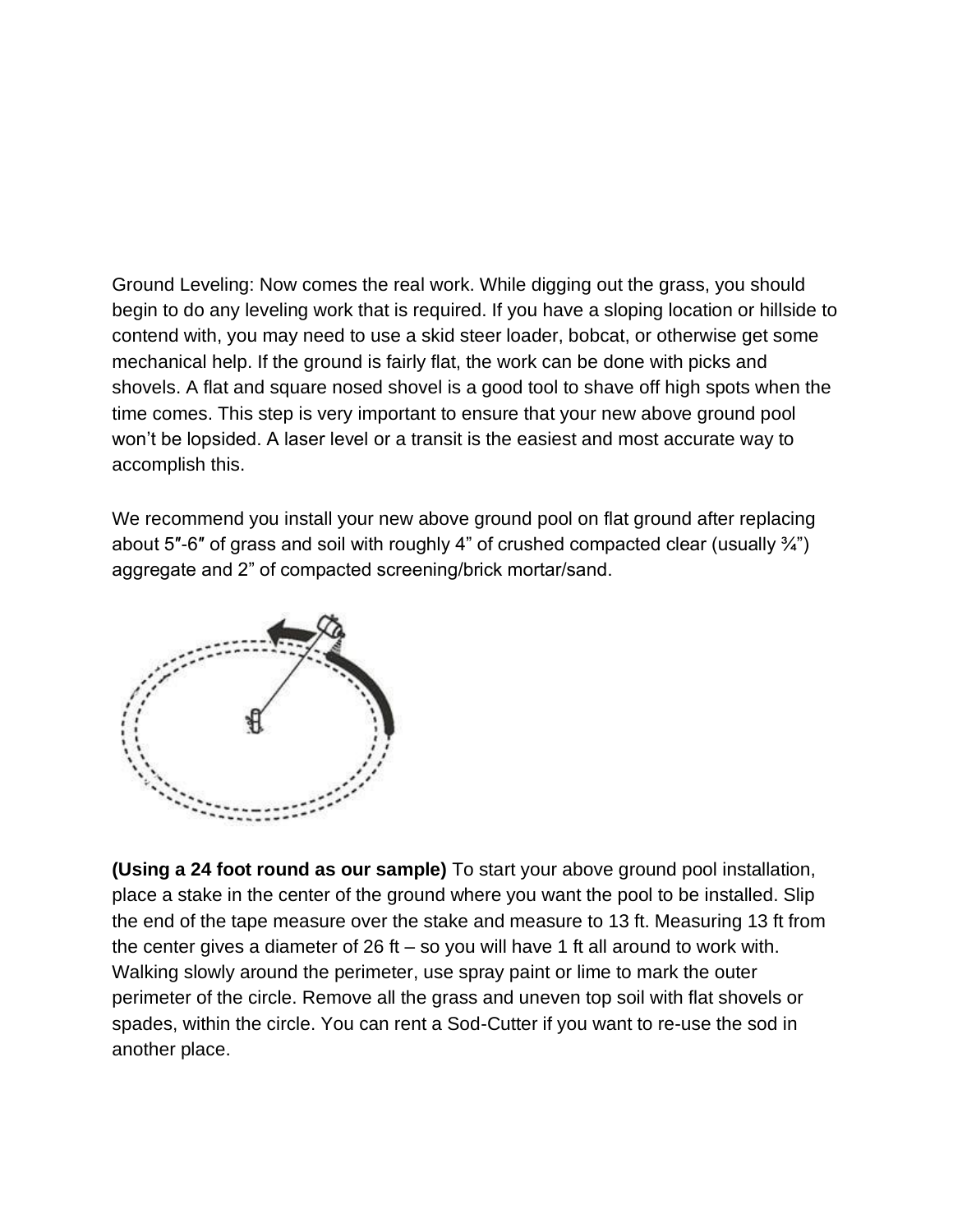Ground Leveling: Now comes the real work. While digging out the grass, you should begin to do any leveling work that is required. If you have a sloping location or hillside to contend with, you may need to use a skid steer loader, bobcat, or otherwise get some mechanical help. If the ground is fairly flat, the work can be done with picks and shovels. A flat and square nosed shovel is a good tool to shave off high spots when the time comes. This step is very important to ensure that your new above ground pool won't be lopsided. A laser level or a transit is the easiest and most accurate way to accomplish this.

We recommend you install your new above ground pool on flat ground after replacing about 5″-6″ of grass and soil with roughly 4" of crushed compacted clear (usually ¾") aggregate and 2" of compacted screening/brick mortar/sand.

**(Using a 24 foot round as our sample)** To start your above ground pool installation, place a stake in the center of the ground where you want the pool to be installed. Slip the end of the tape measure over the stake and measure to 13 ft. Measuring 13 ft from the center gives a diameter of 26 ft – so you will have 1 ft all around to work with. Walking slowly around the perimeter, use spray paint or lime to mark the outer perimeter of the circle. Remove all the grass and uneven top soil with flat shovels or spades, within the circle. You can rent a Sod-Cutter if you want to re-use the sod in another place.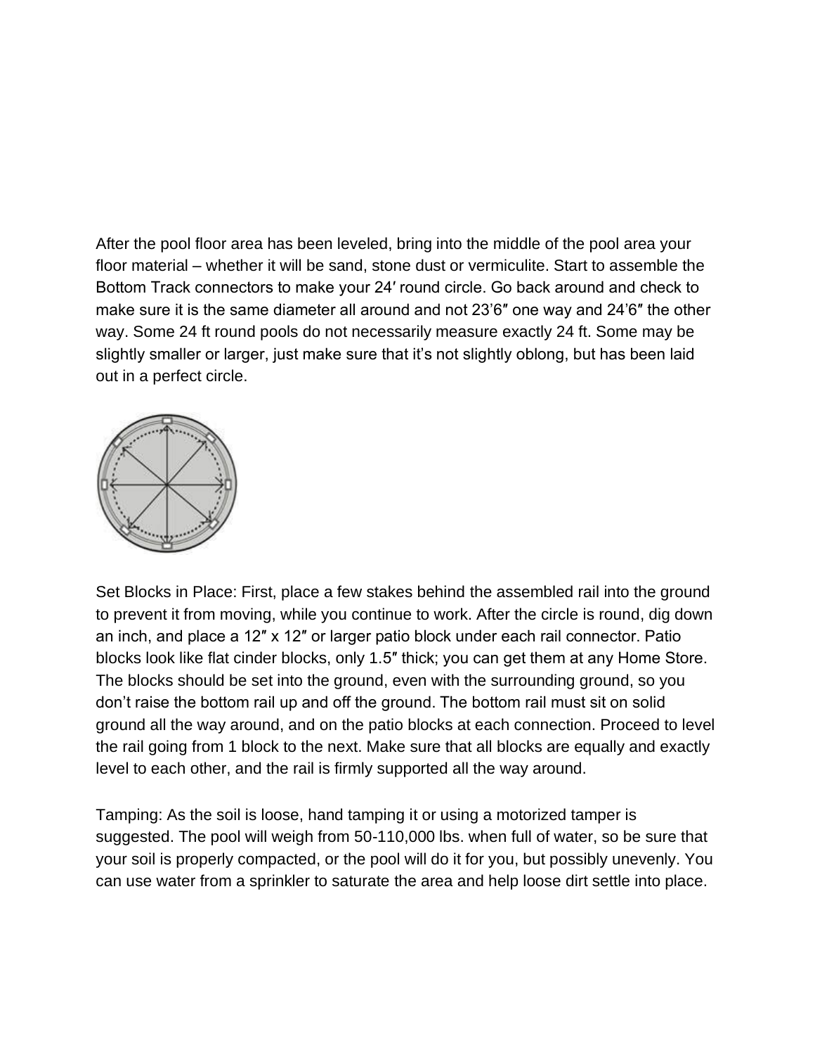After the pool floor area has been leveled, bring into the middle of the pool area your floor material – whether it will be sand, stone dust or vermiculite. Start to assemble the Bottom Track connectors to make your 24′ round circle. Go back around and check to make sure it is the same diameter all around and not 23'6″ one way and 24'6″ the other way. Some 24 ft round pools do not necessarily measure exactly 24 ft. Some may be slightly smaller or larger, just make sure that it's not slightly oblong, but has been laid out in a perfect circle.

Set Blocks in Place: First, place a few stakes behind the assembled rail into the ground to prevent it from moving, while you continue to work. After the circle is round, dig down an inch, and place a 12″ x 12″ or larger patio block under each rail connector. Patio blocks look like flat cinder blocks, only 1.5″ thick; you can get them at any Home Store. The blocks should be set into the ground, even with the surrounding ground, so you don't raise the bottom rail up and off the ground. The bottom rail must sit on solid ground all the way around, and on the patio blocks at each connection. Proceed to level the rail going from 1 block to the next. Make sure that all blocks are equally and exactly level to each other, and the rail is firmly supported all the way around.

Tamping: As the soil is loose, hand tamping it or using a motorized tamper is suggested. The pool will weigh from 50-110,000 lbs. when full of water, so be sure that your soil is properly compacted, or the pool will do it for you, but possibly unevenly. You can use water from a sprinkler to saturate the area and help loose dirt settle into place.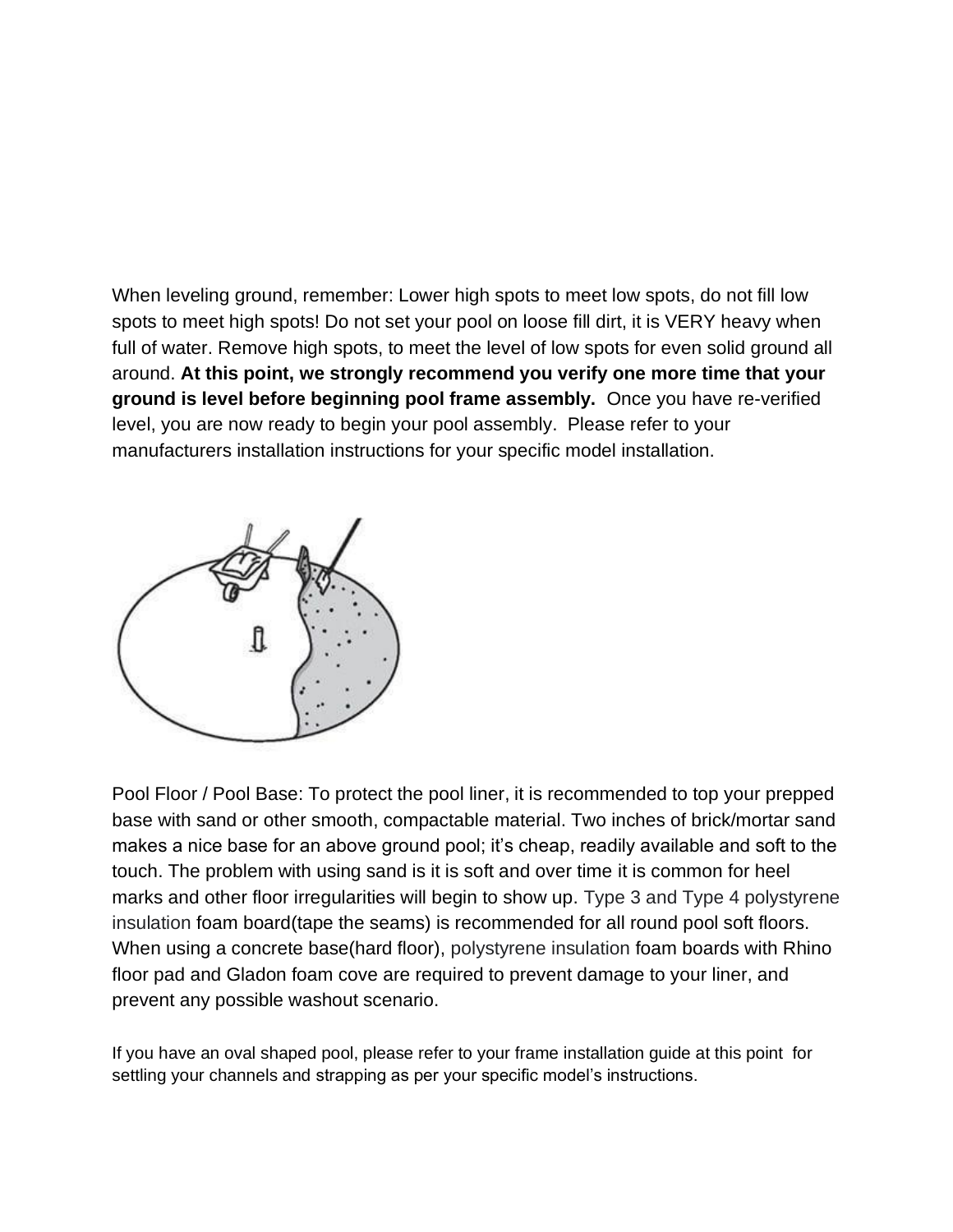When leveling ground, remember: Lower high spots to meet low spots, do not fill low spots to meet high spots! Do not set your pool on loose fill dirt, it is VERY heavy when full of water. Remove high spots, to meet the level of low spots for even solid ground all around. **At this point, we strongly recommend you verify one more time that your ground is level before beginning pool frame assembly.** Once you have re-verified level, you are now ready to begin your pool assembly. Please refer to your manufacturers installation instructions for your specific model installation.

Pool Floor / Pool Base: To protect the pool liner, it is recommended to top your prepped base with sand or other smooth, compactable material. Two inches of brick/mortar sand makes a nice base for an above ground pool; it's cheap, readily available and soft to the touch. The problem with using sand is it is soft and over time it is common for heel marks and other floor irregularities will begin to show up. Type 3 and Type 4 polystyrene insulation foam board(tape the seams) is recommended for all round pool soft floors. When using a concrete base(hard floor), polystyrene insulation foam boards with Rhino floor pad and Gladon foam cove are required to prevent damage to your liner, and prevent any possible washout scenario.

If you have an oval shaped pool, please refer to your frame installation guide at this point for settling your channels and strapping as per your specific model's instructions.